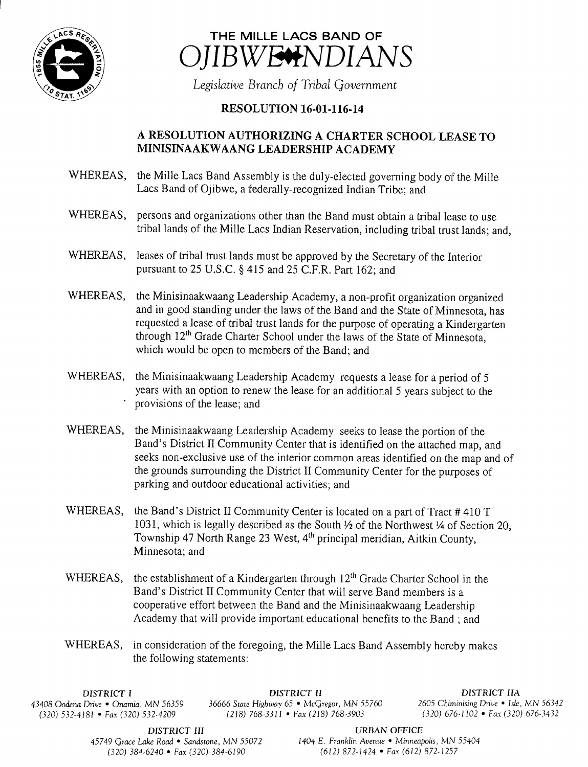# THE MILLE LACS BAND OF OJIBWE INDIANS

*Legislative Branch of Tribal Government*

## RESOLUTION 16-01-116-14

### A RESOLUTION AUTHORIZING A CHARTER SCHOOL LEASE TO MINISINAAKWAANG LEADERSHIP ACADEMY

WHEREAS, the Mille Lacs Band Assembly is the duly-elected governing body of the Mille Lacs Band of Ojibwe, a federally-recognized Indian Tribe; and

WHEREAS, persons and organizations other than the Band must obtain a tribal lease to use tribal lands of the Mille Lacs Indian Reservation, including tribal trust lands; and,

WHEREAS, leases of tribal trust lands must be approved by the Secretary of the Interior pursuant to 25 U.S.C. § 415 and 25 C.F.R. Part 162; and

WHEREAS, the Minisinaakwaang Leadership Academy, a non-profit organization organized and in good standing under the laws of the Band and the State of Minnesota, has requested a lease of tribal trust lands for the purpose of operating a Kindergarten through 12th Grade Charter School under the laws of the State of Minnesota, which would be open to members of the Band; and

WHEREAS, the Minisinaakwaang Leadership Academy requests a lease for a period of 5 years with an option to renew the lease for an additional 5 years subject to the provisions of the lease; and

WHEREAS, the Minisinaakwaang Leadership Academy seeks to lease the portion of the Band's District II Community Center that is identified on the attached map, and seeks non-exclusive use of the interior common areas identified on the map and of the grounds surrounding the District II Community Center for the purposes of parking and outdoor educational activities; and

WHEREAS, the Band's District II Community Center is located on a part of Tract # 410 T 1031, which is legally described as the South ½ of the Northwest ¼ of Section 20, Township 47 North Range 23 West, 4th principal meridian, Aitkin County, Minnesota; and

WHEREAS, the establishment of a Kindergarten through 12th Grade Charter School in the Band's District II Community Center that will serve Band members is a cooperative effort between the Band and the Minisinaakwaang Leadership Academy that will provide important educational benefits to the Band ; and

WHEREAS, in consideration of the foregoing, the Mille Lacs Band Assembly hereby makes the following statements:

*DISTRICT I* 43408 Oodena Drive • Onamia, MN 56359 (320) 532-4181 • Fax (320) 532-4209

*DISTRICT II* 36666 State Highway 65 • McGregor, MN 55760 (218) 768-3311 • Fax (218) 768-3903

*DISTRICT IIA* 2605 Chiminising Drive • Isle, MN 56342 (320) 676-1102 • Fax (320) 676-3432

*DISTRICT III* 45749 Grace Lake Road • Sandstone, MN 55072 (320) 384-6240 • Fax (320) 384-6190

*URBAN OFFICE* 1404 E. Franklin Avenue • Minneapolis, MN 55404 (612) 872-1424 • Fax (612) 872-1257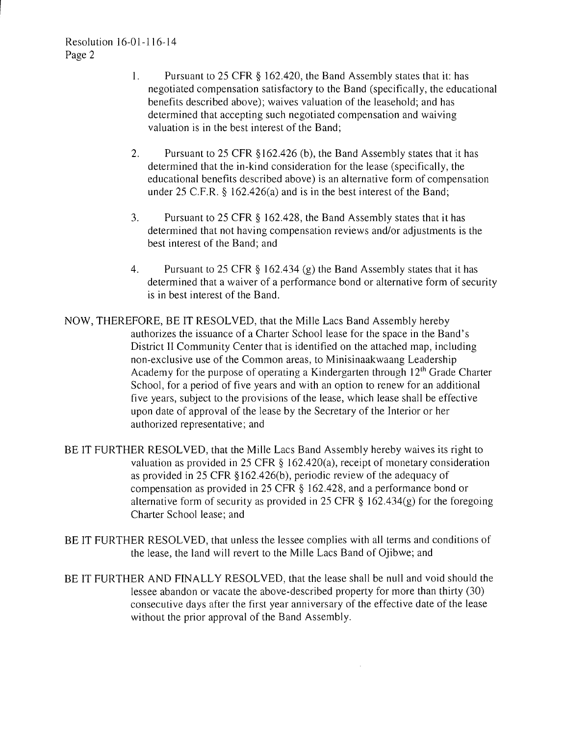1. Pursuant to 25 CFR § 162.420, the Band Assembly states that it: has negotiated compensation satisfactory to the Band (specifically, the educational benefits described above); waives valuation of the leasehold; and has determined that accepting such negotiated compensation and waiving valuation is in the best interest of the Band;

2. Pursuant to 25 CFR §162.426 (b), the Band Assembly states that it has determined that the in-kind consideration for the lease (specifically, the educational benefits described above) is an alternative form of compensation under 25 C.F.R. § 162.426(a) and is in the best interest of the Band;

3. Pursuant to 25 CFR § 162.428, the Band Assembly states that it has determined that not having compensation reviews and/or adjustments is the best interest of the Band; and

4. Pursuant to 25 CFR § 162.434 (g) the Band Assembly states that it has determined that a waiver of a performance bond or alternative form of security is in best interest of the Band.

NOW, THEREFORE, BE IT RESOLVED, that the Mille Lacs Band Assembly hereby authorizes the issuance of a Charter School lease for the space in the Band's District II Community Center that is identified on the attached map, including non-exclusive use of the Common areas, to Minisinaakwaang Leadership Academy for the purpose of operating a Kindergarten through 12th Grade Charter School, for a period of five years and with an option to renew for an additional five years, subject to the provisions of the lease, which lease shall be effective upon date of approval of the lease by the Secretary of the Interior or her authorized representative; and

BE IT FURTHER RESOLVED, that the Mille Lacs Band Assembly hereby waives its right to valuation as provided in 25 CFR § 162.420(a), receipt of monetary consideration as provided in 25 CFR §162.426(b), periodic review of the adequacy of compensation as provided in 25 CFR § 162.428, and a performance bond or alternative form of security as provided in 25 CFR § 162.434(g) for the foregoing Charter School lease; and

BE IT FURTHER RESOLVED, that unless the lessee complies with all terms and conditions of the lease, the land will revert to the Mille Lacs Band of Ojibwe; and

BE IT FURTHER AND FINALLY RESOLVED, that the lease shall be null and void should the lessee abandon or vacate the above-described property for more than thirty (30) consecutive days after the first year anniversary of the effective date of the lease without the prior approval of the Band Assembly.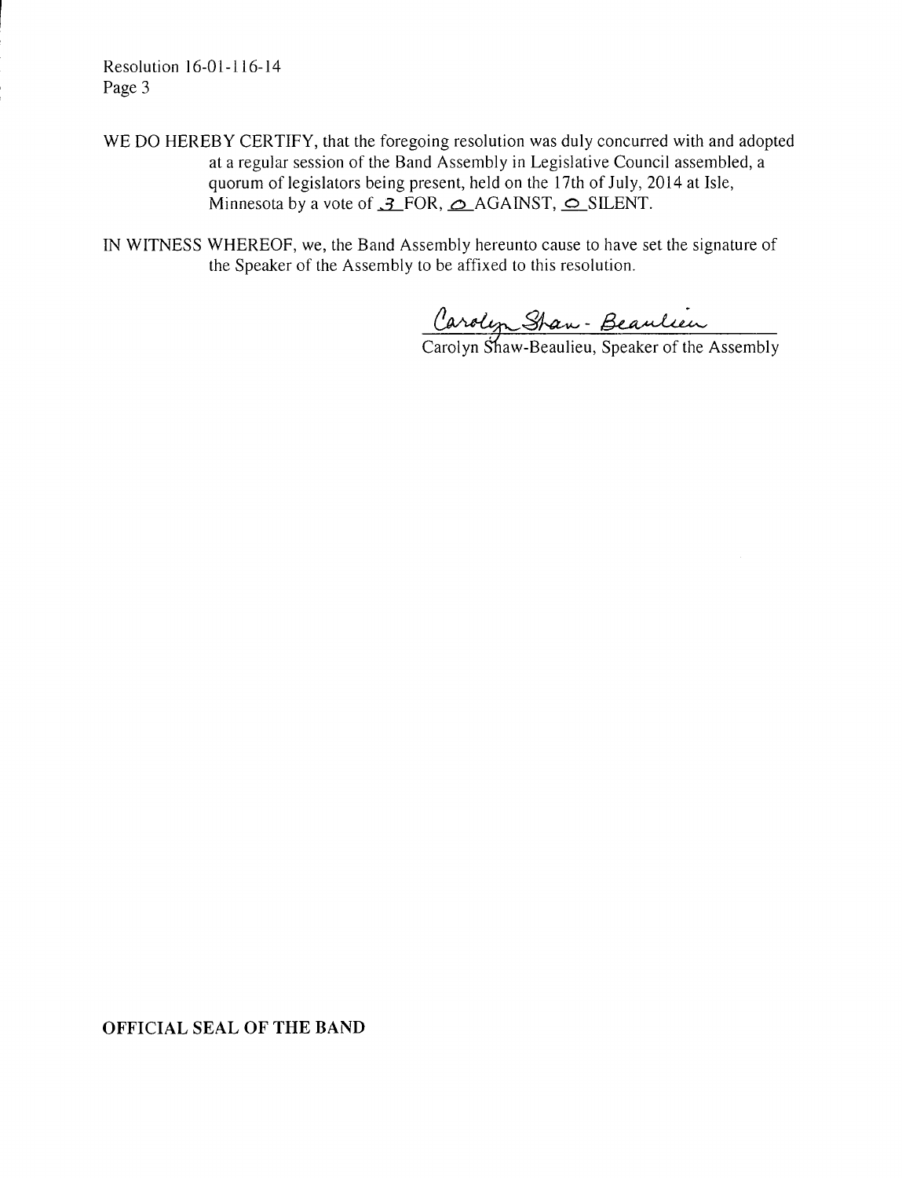WE DO HEREBY CERTIFY, that the foregoing resolution was duly concurred with and adopted at a regular session of the Band Assembly in Legislative Council assembled, a quorum of legislators being present, held on the 17th of July, 2014 at Isle, Minnesota by a vote of 3 FOR, 0 AGAINST, 0 SILENT.

IN WITNESS WHEREOF, we, the Band Assembly hereunto cause to have set the signature of the Speaker of the Assembly to be affixed to this resolution.

Carolyn Shaw-Beaulieu

Carolyn Shaw-Beaulieu, Speaker of the Assembly

**OFFICIAL SEAL OF THE BAND**